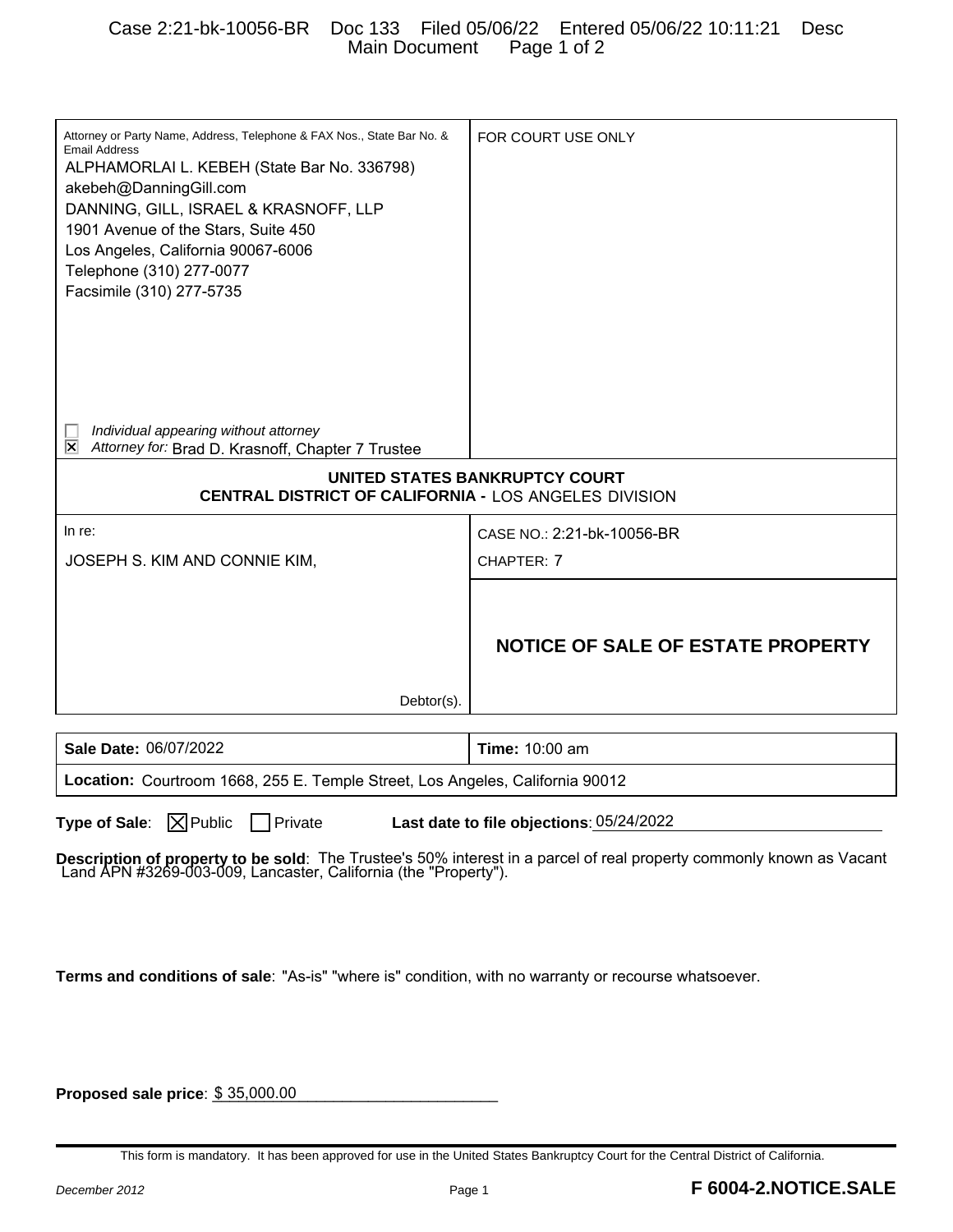| Attorney or Party Name, Address, Telephone & FAX Nos., State Bar No. & Email Address | FOR COURT USE ONLY |
|---|---|
| ALPHAMORLAI L. KEBEH (State Bar No. 336798)<br>akebeh@DanningGill.com<br>DANNING, GILL, ISRAEL & KRASNOFF, LLP<br>1901 Avenue of the Stars, Suite 450<br>Los Angeles, California 90067-6006<br>Telephone (310) 277-0077<br>Facsimile (310) 277-5735<br><br>☐ *Individual appearing without attorney*<br>☒ *Attorney for:* Brad D. Krasnoff, Chapter 7 Trustee | |

**UNITED STATES BANKRUPTCY COURT**
**CENTRAL DISTRICT OF CALIFORNIA -** LOS ANGELES DIVISION

| In re: | CASE NO.: 2:21-bk-10056-BR |
|---|---|
| JOSEPH S. KIM AND CONNIE KIM, | CHAPTER: 7 |
| Debtor(s). | **NOTICE OF SALE OF ESTATE PROPERTY** |

| **Sale Date:** 06/07/2022 | **Time:** 10:00 am |
|---|---|
| **Location:** Courtroom 1668, 255 E. Temple Street, Los Angeles, California 90012 | |

**Type of Sale**: ☒ Public ☐ Private **Last date to file objections**: 05/24/2022

**Description of property to be sold**: The Trustee's 50% interest in a parcel of real property commonly known as Vacant Land APN #3269-003-009, Lancaster, California (the "Property").

**Terms and conditions of sale**: "As-is" "where is" condition, with no warranty or recourse whatsoever.

**Proposed sale price**: $ 35,000.00

This form is mandatory. It has been approved for use in the United States Bankruptcy Court for the Central District of California.

December 2012 **F 6004-2.NOTICE.SALE**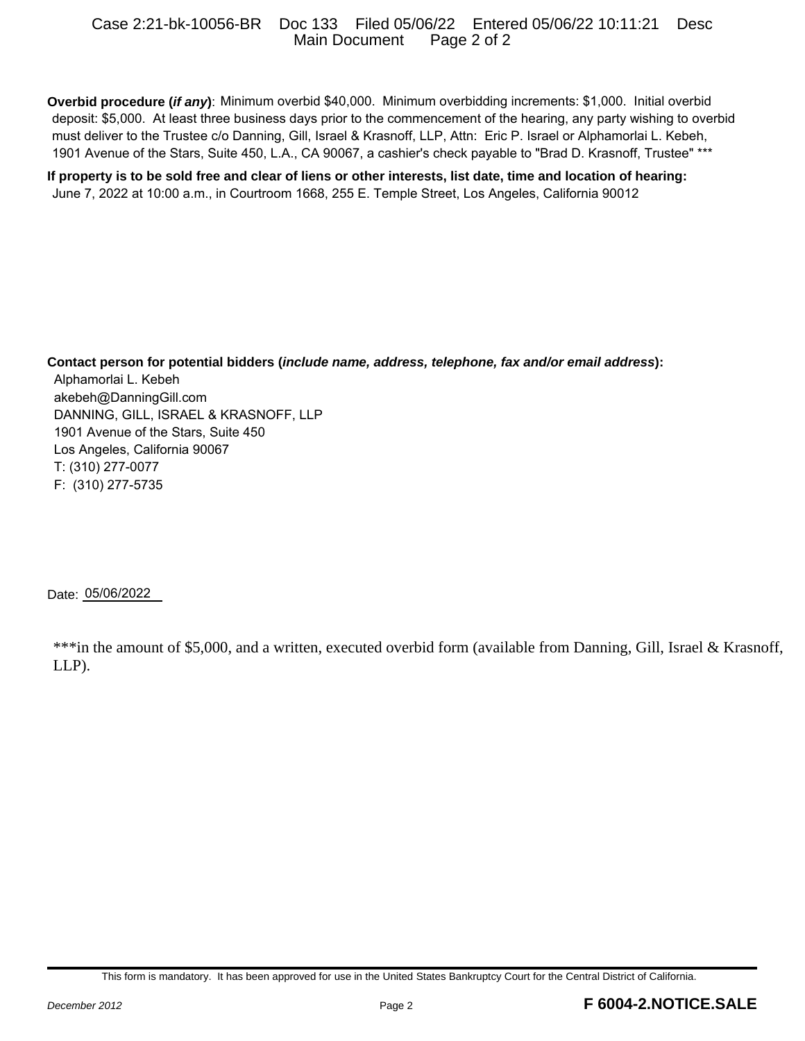**Overbid procedure (*if any*)**: Minimum overbid $40,000. Minimum overbidding increments: $1,000. Initial overbid deposit: $5,000. At least three business days prior to the commencement of the hearing, any party wishing to overbid must deliver to the Trustee c/o Danning, Gill, Israel & Krasnoff, LLP, Attn: Eric P. Israel or Alphamorlai L. Kebeh, 1901 Avenue of the Stars, Suite 450, L.A., CA 90067, a cashier's check payable to "Brad D. Krasnoff, Trustee" ***

**If property is to be sold free and clear of liens or other interests, list date, time and location of hearing:**
June 7, 2022 at 10:00 a.m., in Courtroom 1668, 255 E. Temple Street, Los Angeles, California 90012

**Contact person for potential bidders (*include name, address, telephone, fax and/or email address*):**

Alphamorlai L. Kebeh
akebeh@DanningGill.com
DANNING, GILL, ISRAEL & KRASNOFF, LLP
1901 Avenue of the Stars, Suite 450
Los Angeles, California 90067
T: (310) 277-0077
F: (310) 277-5735

Date: 05/06/2022

***in the amount of $5,000, and a written, executed overbid form (available from Danning, Gill, Israel & Krasnoff, LLP).

This form is mandatory. It has been approved for use in the United States Bankruptcy Court for the Central District of California.

December 2012 **F 6004-2.NOTICE.SALE**